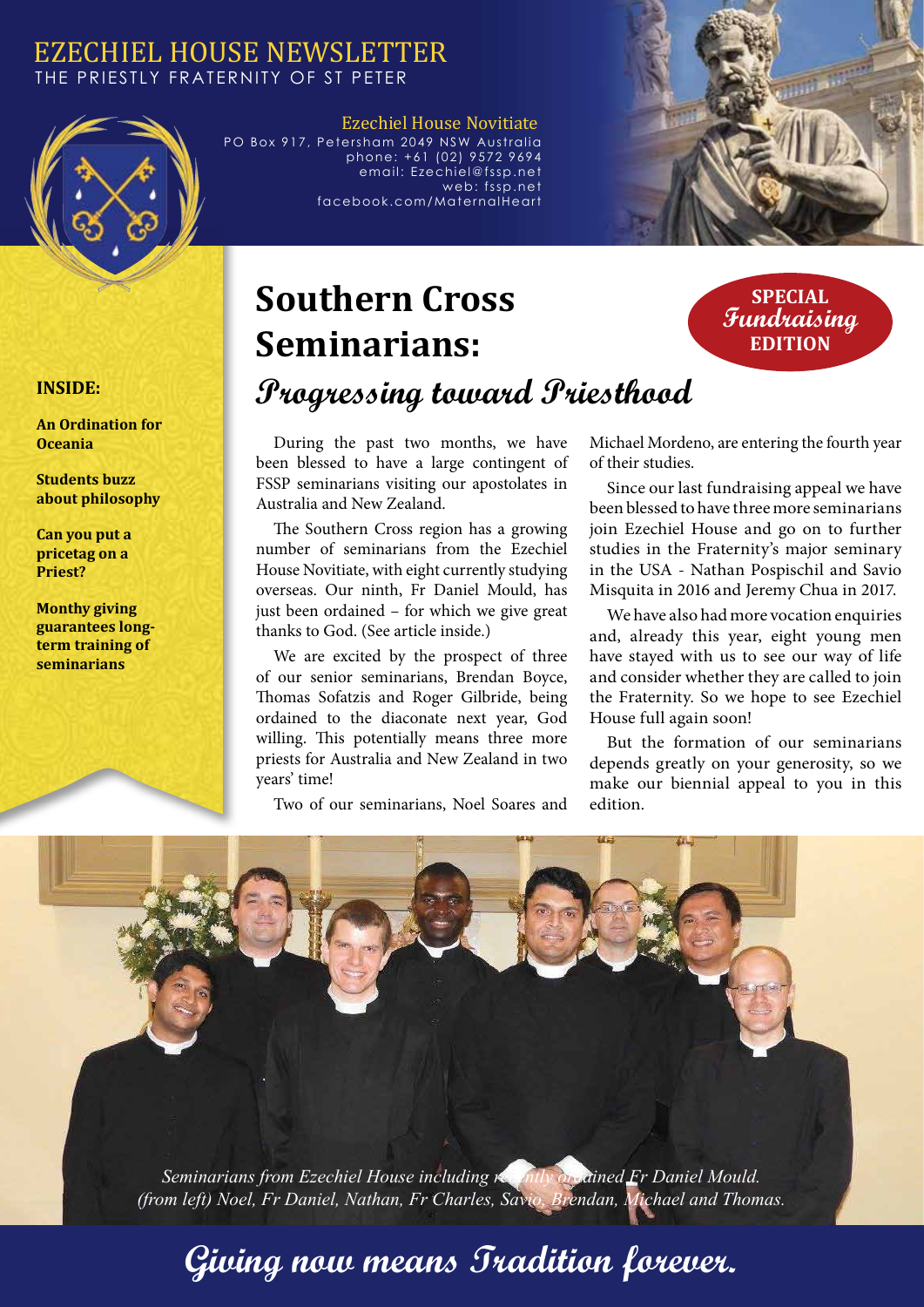# EZECHIEL HOUSE NEWSLETTER

THE PRIESTLY FRATERNITY OF ST PETER

Ezechiel House Novitiate
PO Box 917, Petersham 2049 NSW Australia
phone: +61 (02) 9572 9694
email: Ezechiel@fssp.net
web: fssp.net
facebook.com/MaternalHeart

**INSIDE:**

**An Ordination for Oceania**

**Students buzz about philosophy**

**Can you put a pricetag on a Priest?**

**Monthy giving guarantees long-term training of seminarians**

**SPECIAL *Fundraising* EDITION**

## Southern Cross Seminarians:

### *Progressing toward Priesthood*

During the past two months, we have been blessed to have a large contingent of FSSP seminarians visiting our apostolates in Australia and New Zealand.

The Southern Cross region has a growing number of seminarians from the Ezechiel House Novitiate, with eight currently studying overseas. Our ninth, Fr Daniel Mould, has just been ordained – for which we give great thanks to God. (See article inside.)

We are excited by the prospect of three of our senior seminarians, Brendan Boyce, Thomas Sofatzis and Roger Gilbride, being ordained to the diaconate next year, God willing. This potentially means three more priests for Australia and New Zealand in two years' time!

Two of our seminarians, Noel Soares and Michael Mordeno, are entering the fourth year of their studies.

Since our last fundraising appeal we have been blessed to have three more seminarians join Ezechiel House and go on to further studies in the Fraternity's major seminary in the USA - Nathan Pospischil and Savio Misquita in 2016 and Jeremy Chua in 2017.

We have also had more vocation enquiries and, already this year, eight young men have stayed with us to see our way of life and consider whether they are called to join the Fraternity. So we hope to see Ezechiel House full again soon!

But the formation of our seminarians depends greatly on your generosity, so we make our biennial appeal to you in this edition.

*Seminarians from Ezechiel House including recently ordained Fr Daniel Mould. (from left) Noel, Fr Daniel, Nathan, Fr Charles, Savio, Brendan, Michael and Thomas.*

***Giving now means Tradition forever.***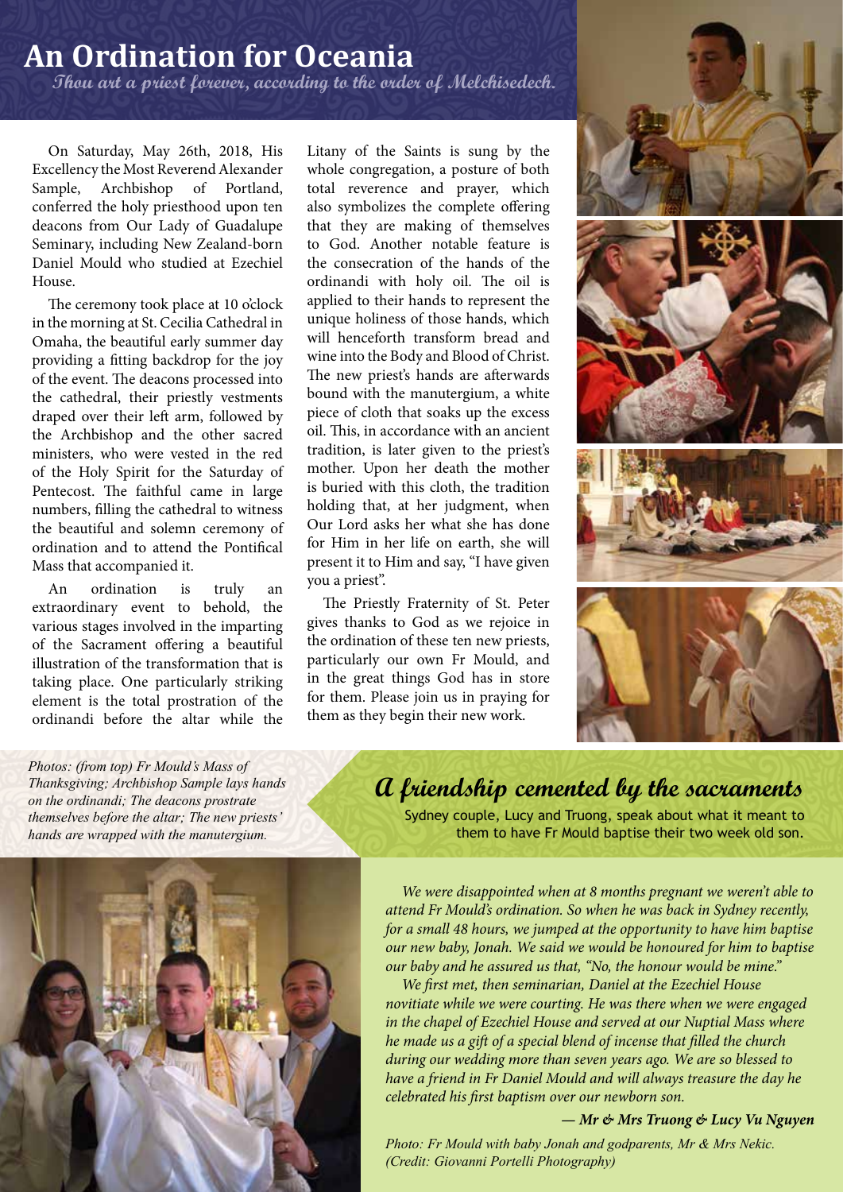# An Ordination for Oceania

*Thou art a priest forever, according to the order of Melchisedech.*

On Saturday, May 26th, 2018, His Excellency the Most Reverend Alexander Sample, Archbishop of Portland, conferred the holy priesthood upon ten deacons from Our Lady of Guadalupe Seminary, including New Zealand-born Daniel Mould who studied at Ezechiel House.

The ceremony took place at 10 o'clock in the morning at St. Cecilia Cathedral in Omaha, the beautiful early summer day providing a fitting backdrop for the joy of the event. The deacons processed into the cathedral, their priestly vestments draped over their left arm, followed by the Archbishop and the other sacred ministers, who were vested in the red of the Holy Spirit for the Saturday of Pentecost. The faithful came in large numbers, filling the cathedral to witness the beautiful and solemn ceremony of ordination and to attend the Pontifical Mass that accompanied it.

An ordination is truly an extraordinary event to behold, the various stages involved in the imparting of the Sacrament offering a beautiful illustration of the transformation that is taking place. One particularly striking element is the total prostration of the ordinandi before the altar while the Litany of the Saints is sung by the whole congregation, a posture of both total reverence and prayer, which also symbolizes the complete offering that they are making of themselves to God. Another notable feature is the consecration of the hands of the ordinandi with holy oil. The oil is applied to their hands to represent the unique holiness of those hands, which will henceforth transform bread and wine into the Body and Blood of Christ. The new priest's hands are afterwards bound with the manutergium, a white piece of cloth that soaks up the excess oil. This, in accordance with an ancient tradition, is later given to the priest's mother. Upon her death the mother is buried with this cloth, the tradition holding that, at her judgment, when Our Lord asks her what she has done for Him in her life on earth, she will present it to Him and say, "I have given you a priest".

The Priestly Fraternity of St. Peter gives thanks to God as we rejoice in the ordination of these ten new priests, particularly our own Fr Mould, and in the great things God has in store for them. Please join us in praying for them as they begin their new work.

*Photos: (from top) Fr Mould's Mass of Thanksgiving; Archbishop Sample lays hands on the ordinandi; The deacons prostrate themselves before the altar; The new priests' hands are wrapped with the manutergium.*

## A friendship cemented by the sacraments

Sydney couple, Lucy and Truong, speak about what it meant to them to have Fr Mould baptise their two week old son.

*We were disappointed when at 8 months pregnant we weren't able to attend Fr Mould's ordination. So when he was back in Sydney recently, for a small 48 hours, we jumped at the opportunity to have him baptise our new baby, Jonah. We said we would be honoured for him to baptise our baby and he assured us that, "No, the honour would be mine."*

*We first met, then seminarian, Daniel at the Ezechiel House novitiate while we were courting. He was there when we were engaged in the chapel of Ezechiel House and served at our Nuptial Mass where he made us a gift of a special blend of incense that filled the church during our wedding more than seven years ago. We are so blessed to have a friend in Fr Daniel Mould and will always treasure the day he celebrated his first baptism over our newborn son.*

***— Mr & Mrs Truong & Lucy Vu Nguyen***

*Photo: Fr Mould with baby Jonah and godparents, Mr & Mrs Nekic. (Credit: Giovanni Portelli Photography)*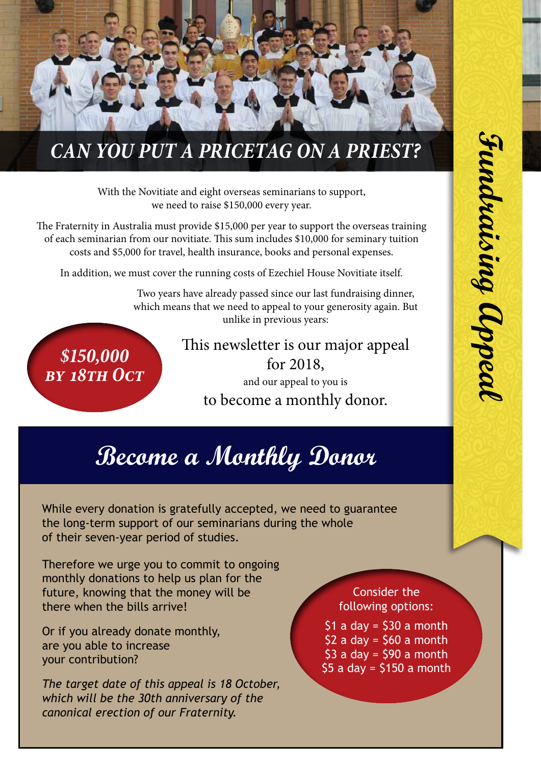# CAN YOU PUT A PRICETAG ON A PRIEST?

## Fundraising Appeal

With the Novitiate and eight overseas seminarians to support, we need to raise $150,000 every year.

The Fraternity in Australia must provide $15,000 per year to support the overseas training of each seminarian from our novitiate. This sum includes $10,000 for seminary tuition costs and $5,000 for travel, health insurance, books and personal expenses.

In addition, we must cover the running costs of Ezechiel House Novitiate itself.

Two years have already passed since our last fundraising dinner, which means that we need to appeal to your generosity again. But unlike in previous years:

***$150,000 BY 18TH OCT***

This newsletter is our major appeal for 2018, and our appeal to you is to become a monthly donor.

## Become a Monthly Donor

While every donation is gratefully accepted, we need to guarantee the long-term support of our seminarians during the whole of their seven-year period of studies.

Therefore we urge you to commit to ongoing monthly donations to help us plan for the future, knowing that the money will be there when the bills arrive!

Or if you already donate monthly, are you able to increase your contribution?

*The target date of this appeal is 18 October, which will be the 30th anniversary of the canonical erection of our Fraternity.*

Consider the following options:

- $1 a day = $30 a month
- $2 a day = $60 a month
- $3 a day = $90 a month
- $5 a day = $150 a month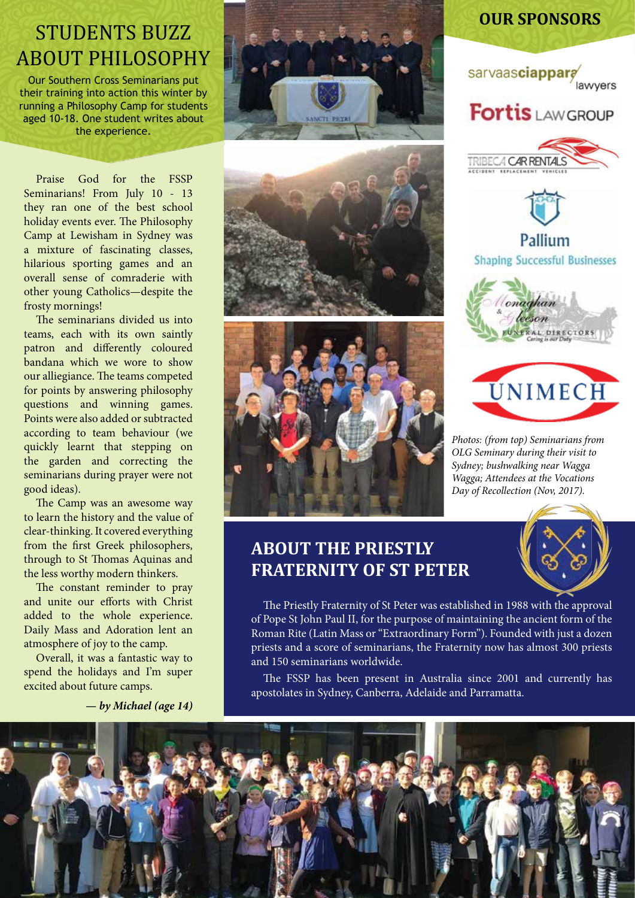# STUDENTS BUZZ ABOUT PHILOSOPHY

Our Southern Cross Seminarians put their training into action this winter by running a Philosophy Camp for students aged 10-18. One student writes about the experience.

Praise God for the FSSP Seminarians! From July 10 - 13 they ran one of the best school holiday events ever. The Philosophy Camp at Lewisham in Sydney was a mixture of fascinating classes, hilarious sporting games and an overall sense of comraderie with other young Catholics—despite the frosty mornings!

The seminarians divided us into teams, each with its own saintly patron and differently coloured bandana which we wore to show our alliegiance. The teams competed for points by answering philosophy questions and winning games. Points were also added or subtracted according to team behaviour (we quickly learnt that stepping on the garden and correcting the seminarians during prayer were not good ideas).

The Camp was an awesome way to learn the history and the value of clear-thinking. It covered everything from the first Greek philosophers, through to St Thomas Aquinas and the less worthy modern thinkers.

The constant reminder to pray and unite our efforts with Christ added to the whole experience. Daily Mass and Adoration lent an atmosphere of joy to the camp.

Overall, it was a fantastic way to spend the holidays and I'm super excited about future camps.

***— by Michael (age 14)***

## OUR SPONSORS

sarvaasciappara lawyers

Fortis LAW GROUP

TRIBECA CAR RENTALS – ACCIDENT REPLACEMENT VEHICLES

Pallium – Shaping Successful Businesses

Monaghan & Gleeson Funeral Directors – Caring is our Duty

UNIMECH

*Photos: (from top) Seminarians from OLG Seminary during their visit to Sydney; bushwalking near Wagga Wagga; Attendees at the Vocations Day of Recollection (Nov, 2017).*

## ABOUT THE PRIESTLY FRATERNITY OF ST PETER

The Priestly Fraternity of St Peter was established in 1988 with the approval of Pope St John Paul II, for the purpose of maintaining the ancient form of the Roman Rite (Latin Mass or "Extraordinary Form"). Founded with just a dozen priests and a score of seminarians, the Fraternity now has almost 300 priests and 150 seminarians worldwide.

The FSSP has been present in Australia since 2001 and currently has apostolates in Sydney, Canberra, Adelaide and Parramatta.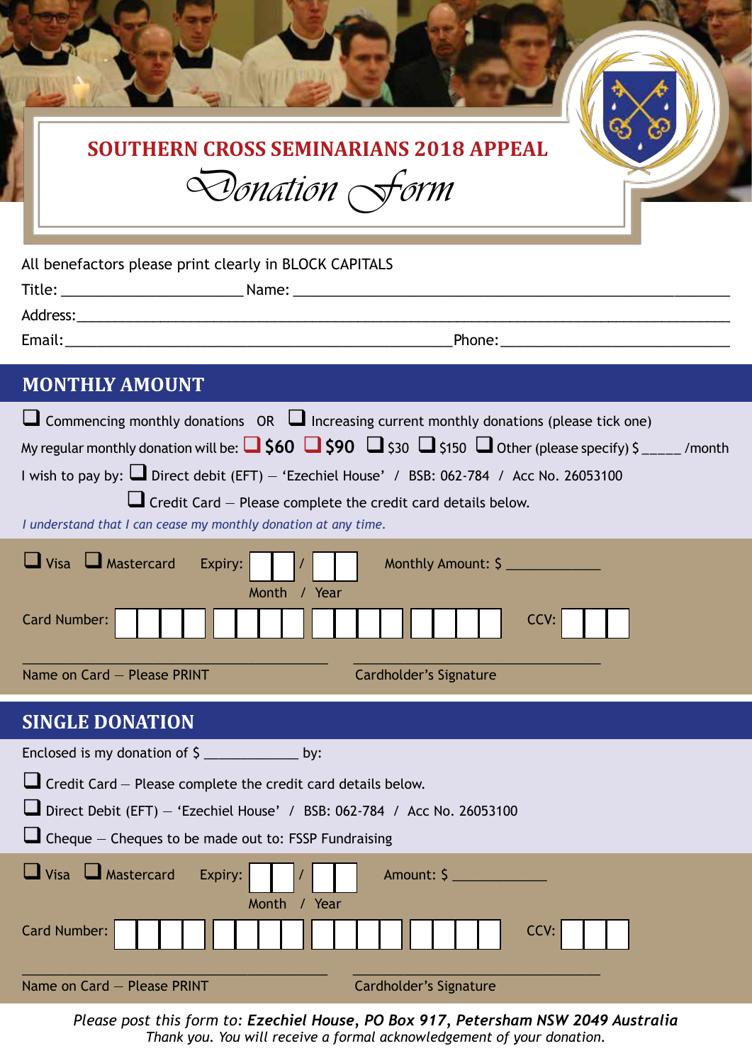# SOUTHERN CROSS SEMINARIANS 2018 APPEAL

## Donation Form

All benefactors please print clearly in BLOCK CAPITALS

Title: ______________________ Name: ______________________________________________________

Address: ____________________________________________________________________________

Email: ___________________________________________ Phone: __________________________

## MONTHLY AMOUNT

☐ Commencing monthly donations OR ☐ Increasing current monthly donations (please tick one)

My regular monthly donation will be: ☐ **$60** ☐ **$90** ☐ $30 ☐ $150 ☐ Other (please specify) $_____ /month

I wish to pay by: ☐ Direct debit (EFT) – 'Ezechiel House' / BSB: 062-784 / Acc No. 26053100

☐ Credit Card – Please complete the credit card details below.

*I understand that I can cease my monthly donation at any time.*

☐ Visa ☐ Mastercard Expiry: ☐☐ / ☐☐ Monthly Amount: $ ____________

Month / Year

Card Number: ☐☐☐☐ ☐☐☐☐ ☐☐☐☐ ☐☐☐☐ CCV: ☐☐☐

______________________________ ______________________________

Name on Card – Please PRINT Cardholder's Signature

## SINGLE DONATION

Enclosed is my donation of $ ____________ by:

☐ Credit Card – Please complete the credit card details below.

☐ Direct Debit (EFT) – 'Ezechiel House' / BSB: 062-784 / Acc No. 26053100

☐ Cheque – Cheques to be made out to: FSSP Fundraising

☐ Visa ☐ Mastercard Expiry: ☐☐ / ☐☐ Amount: $ ____________

Month / Year

Card Number: ☐☐☐☐ ☐☐☐☐ ☐☐☐☐ ☐☐☐☐ CCV: ☐☐☐

______________________________ ______________________________

Name on Card – Please PRINT Cardholder's Signature

*Please post this form to:* ***Ezechiel House, PO Box 917, Petersham NSW 2049 Australia***

*Thank you. You will receive a formal acknowledgement of your donation.*